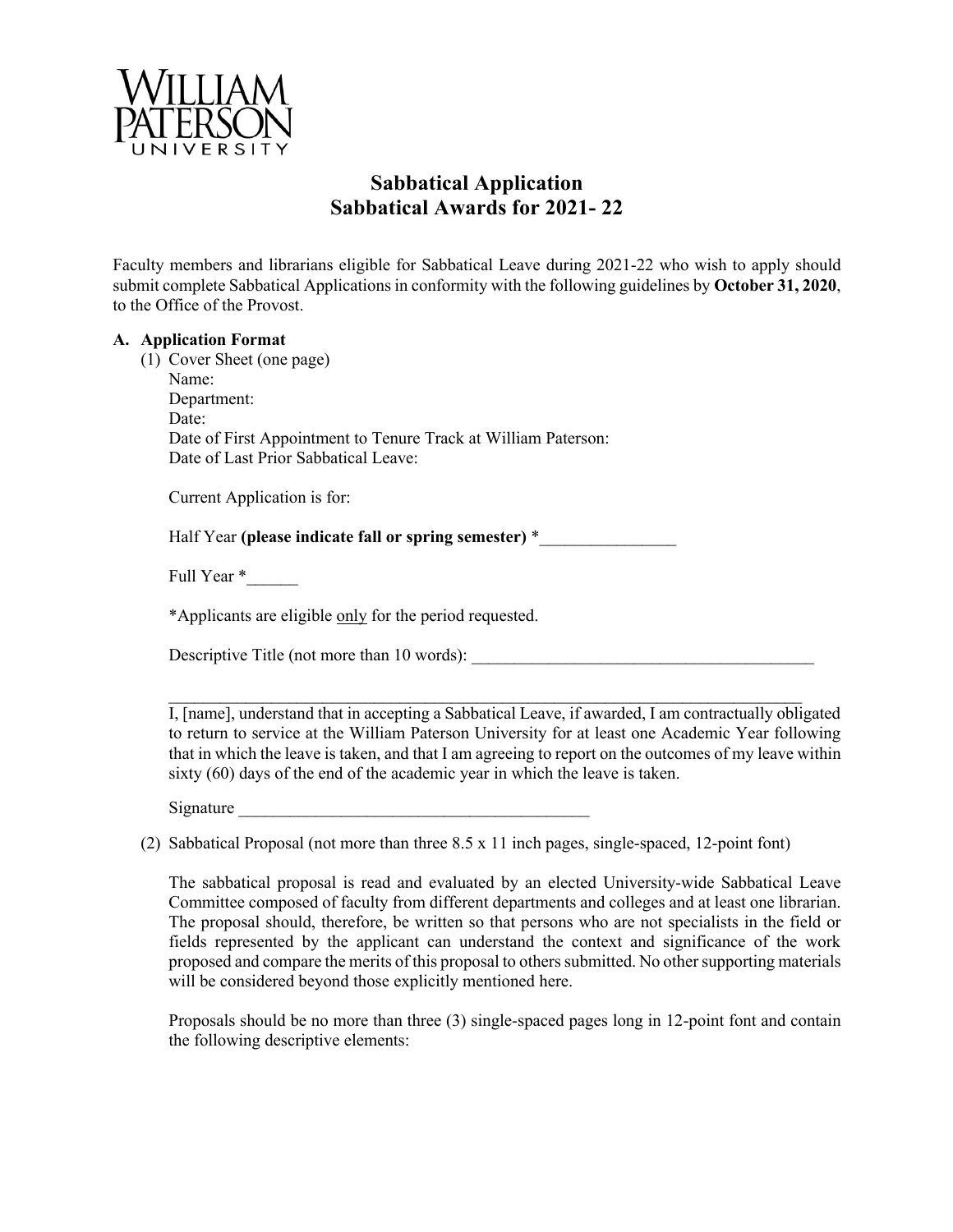WILLIAM PATERSON UNIVERSITY

# Sabbatical Application
# Sabbatical Awards for 2021- 22

Faculty members and librarians eligible for Sabbatical Leave during 2021-22 who wish to apply should submit complete Sabbatical Applications in conformity with the following guidelines by **October 31, 2020**, to the Office of the Provost.

**A. Application Format**

(1) Cover Sheet (one page)

Name:
Department:
Date:
Date of First Appointment to Tenure Track at William Paterson:
Date of Last Prior Sabbatical Leave:

Current Application is for:

Half Year **(please indicate fall or spring semester)** *________________

Full Year *______

*Applicants are eligible <u>only</u> for the period requested.

Descriptive Title (not more than 10 words): _________________________________________

_________________________________________________________________________

I, [name], understand that in accepting a Sabbatical Leave, if awarded, I am contractually obligated to return to service at the William Paterson University for at least one Academic Year following that in which the leave is taken, and that I am agreeing to report on the outcomes of my leave within sixty (60) days of the end of the academic year in which the leave is taken.

Signature _________________________________________

(2) Sabbatical Proposal (not more than three 8.5 x 11 inch pages, single-spaced, 12-point font)

The sabbatical proposal is read and evaluated by an elected University-wide Sabbatical Leave Committee composed of faculty from different departments and colleges and at least one librarian. The proposal should, therefore, be written so that persons who are not specialists in the field or fields represented by the applicant can understand the context and significance of the work proposed and compare the merits of this proposal to others submitted. No other supporting materials will be considered beyond those explicitly mentioned here.

Proposals should be no more than three (3) single-spaced pages long in 12-point font and contain the following descriptive elements: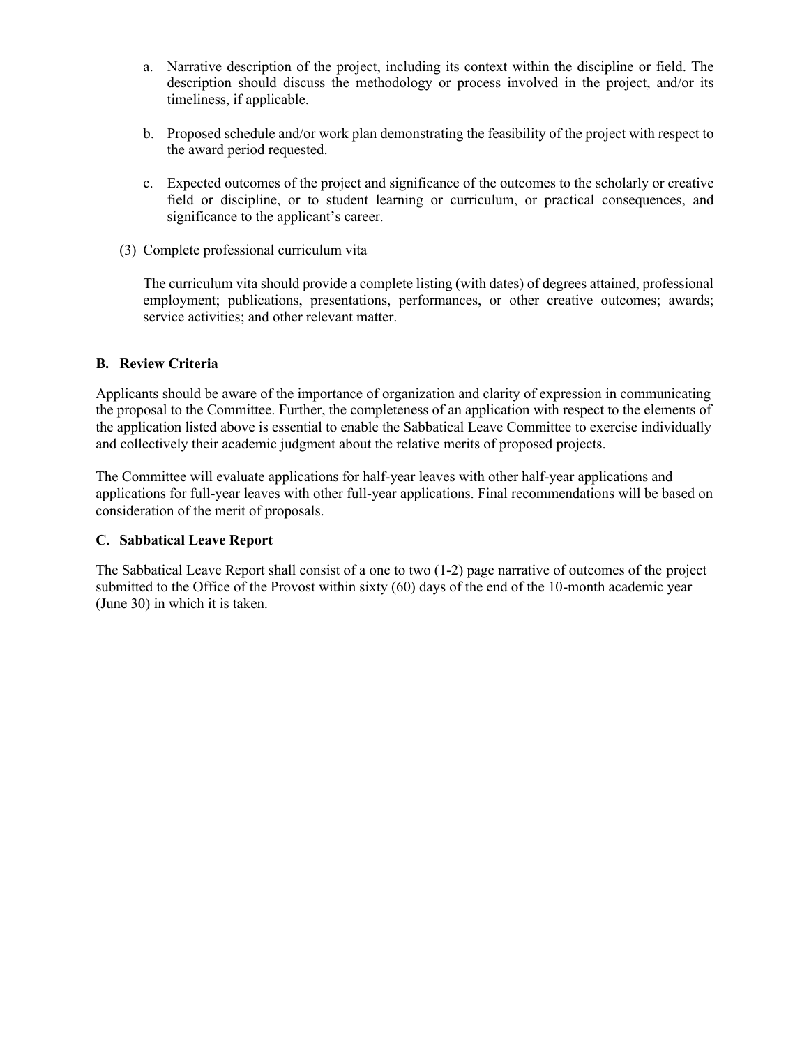a. Narrative description of the project, including its context within the discipline or field. The description should discuss the methodology or process involved in the project, and/or its timeliness, if applicable.

b. Proposed schedule and/or work plan demonstrating the feasibility of the project with respect to the award period requested.

c. Expected outcomes of the project and significance of the outcomes to the scholarly or creative field or discipline, or to student learning or curriculum, or practical consequences, and significance to the applicant's career.

(3) Complete professional curriculum vita

The curriculum vita should provide a complete listing (with dates) of degrees attained, professional employment; publications, presentations, performances, or other creative outcomes; awards; service activities; and other relevant matter.

### B. Review Criteria

Applicants should be aware of the importance of organization and clarity of expression in communicating the proposal to the Committee. Further, the completeness of an application with respect to the elements of the application listed above is essential to enable the Sabbatical Leave Committee to exercise individually and collectively their academic judgment about the relative merits of proposed projects.

The Committee will evaluate applications for half-year leaves with other half-year applications and applications for full-year leaves with other full-year applications. Final recommendations will be based on consideration of the merit of proposals.

### C. Sabbatical Leave Report

The Sabbatical Leave Report shall consist of a one to two (1-2) page narrative of outcomes of the project submitted to the Office of the Provost within sixty (60) days of the end of the 10-month academic year (June 30) in which it is taken.